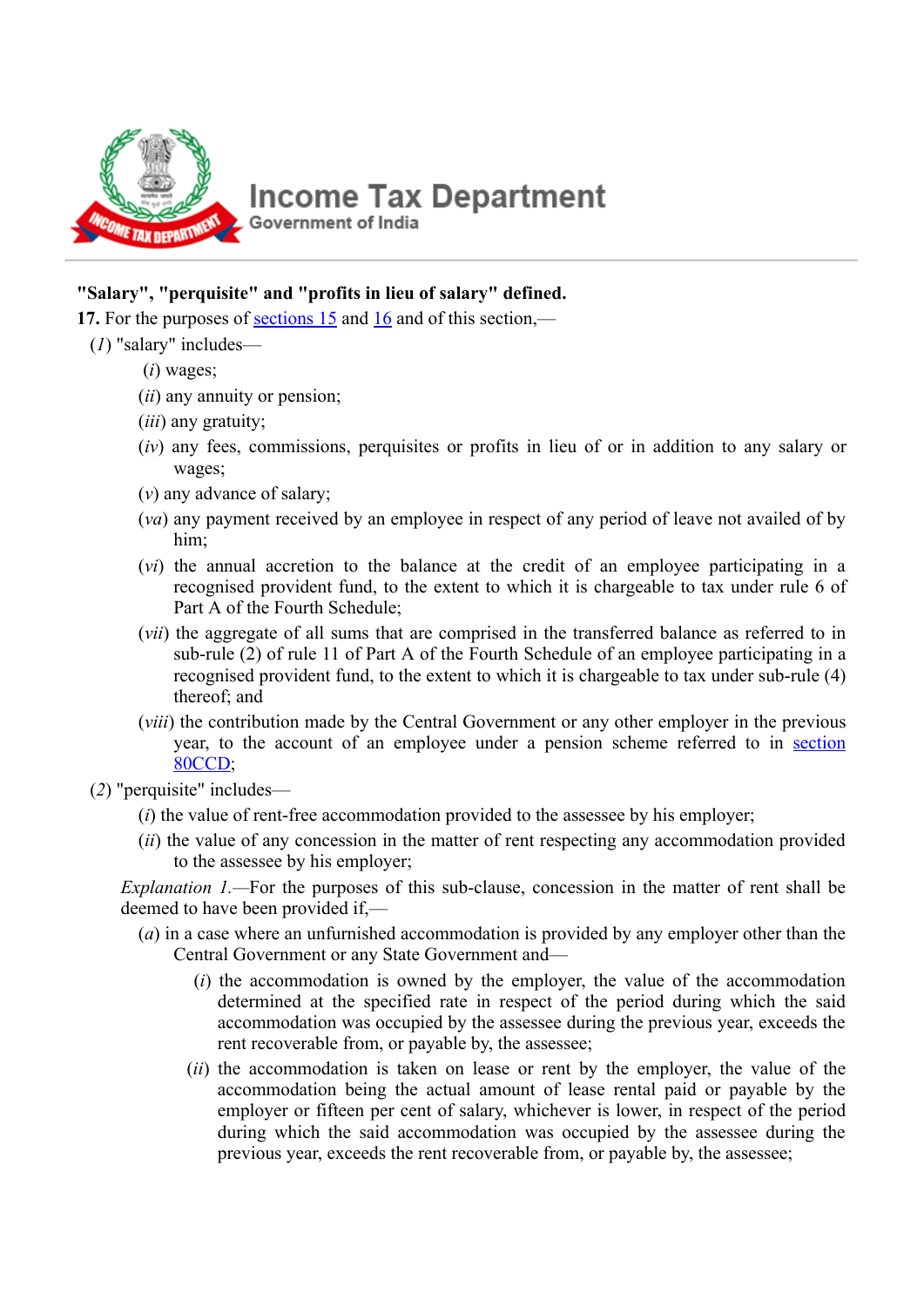**"Salary", "perquisite" and "profits in lieu of salary" defined.**

**17.** For the purposes of sections 15 and 16 and of this section,—

(*1*) "salary" includes—

(*i*) wages;

(*ii*) any annuity or pension;

(*iii*) any gratuity;

(*iv*) any fees, commissions, perquisites or profits in lieu of or in addition to any salary or wages;

(*v*) any advance of salary;

(*va*) any payment received by an employee in respect of any period of leave not availed of by him;

(*vi*) the annual accretion to the balance at the credit of an employee participating in a recognised provident fund, to the extent to which it is chargeable to tax under rule 6 of Part A of the Fourth Schedule;

(*vii*) the aggregate of all sums that are comprised in the transferred balance as referred to in sub-rule (2) of rule 11 of Part A of the Fourth Schedule of an employee participating in a recognised provident fund, to the extent to which it is chargeable to tax under sub-rule (4) thereof; and

(*viii*) the contribution made by the Central Government or any other employer in the previous year, to the account of an employee under a pension scheme referred to in section 80CCD;

(*2*) "perquisite" includes—

(*i*) the value of rent-free accommodation provided to the assessee by his employer;

(*ii*) the value of any concession in the matter of rent respecting any accommodation provided to the assessee by his employer;

*Explanation 1*.—For the purposes of this sub-clause, concession in the matter of rent shall be deemed to have been provided if,—

(*a*) in a case where an unfurnished accommodation is provided by any employer other than the Central Government or any State Government and—

(*i*) the accommodation is owned by the employer, the value of the accommodation determined at the specified rate in respect of the period during which the said accommodation was occupied by the assessee during the previous year, exceeds the rent recoverable from, or payable by, the assessee;

(*ii*) the accommodation is taken on lease or rent by the employer, the value of the accommodation being the actual amount of lease rental paid or payable by the employer or fifteen per cent of salary, whichever is lower, in respect of the period during which the said accommodation was occupied by the assessee during the previous year, exceeds the rent recoverable from, or payable by, the assessee;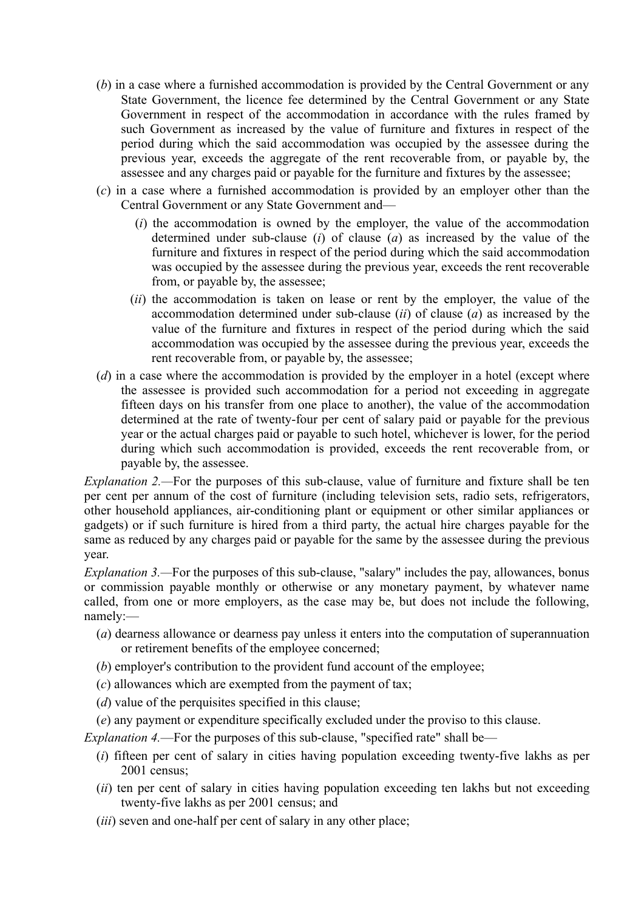(*b*) in a case where a furnished accommodation is provided by the Central Government or any State Government, the licence fee determined by the Central Government or any State Government in respect of the accommodation in accordance with the rules framed by such Government as increased by the value of furniture and fixtures in respect of the period during which the said accommodation was occupied by the assessee during the previous year, exceeds the aggregate of the rent recoverable from, or payable by, the assessee and any charges paid or payable for the furniture and fixtures by the assessee;

(*c*) in a case where a furnished accommodation is provided by an employer other than the Central Government or any State Government and—

(*i*) the accommodation is owned by the employer, the value of the accommodation determined under sub-clause (*i*) of clause (*a*) as increased by the value of the furniture and fixtures in respect of the period during which the said accommodation was occupied by the assessee during the previous year, exceeds the rent recoverable from, or payable by, the assessee;

(*ii*) the accommodation is taken on lease or rent by the employer, the value of the accommodation determined under sub-clause (*ii*) of clause (*a*) as increased by the value of the furniture and fixtures in respect of the period during which the said accommodation was occupied by the assessee during the previous year, exceeds the rent recoverable from, or payable by, the assessee;

(*d*) in a case where the accommodation is provided by the employer in a hotel (except where the assessee is provided such accommodation for a period not exceeding in aggregate fifteen days on his transfer from one place to another), the value of the accommodation determined at the rate of twenty-four per cent of salary paid or payable for the previous year or the actual charges paid or payable to such hotel, whichever is lower, for the period during which such accommodation is provided, exceeds the rent recoverable from, or payable by, the assessee.

*Explanation 2.*—For the purposes of this sub-clause, value of furniture and fixture shall be ten per cent per annum of the cost of furniture (including television sets, radio sets, refrigerators, other household appliances, air-conditioning plant or equipment or other similar appliances or gadgets) or if such furniture is hired from a third party, the actual hire charges payable for the same as reduced by any charges paid or payable for the same by the assessee during the previous year.

*Explanation 3.*—For the purposes of this sub-clause, "salary" includes the pay, allowances, bonus or commission payable monthly or otherwise or any monetary payment, by whatever name called, from one or more employers, as the case may be, but does not include the following, namely:—

(*a*) dearness allowance or dearness pay unless it enters into the computation of superannuation or retirement benefits of the employee concerned;

(*b*) employer's contribution to the provident fund account of the employee;

(*c*) allowances which are exempted from the payment of tax;

(*d*) value of the perquisites specified in this clause;

(*e*) any payment or expenditure specifically excluded under the proviso to this clause.

*Explanation 4.*—For the purposes of this sub-clause, "specified rate" shall be—

(*i*) fifteen per cent of salary in cities having population exceeding twenty-five lakhs as per 2001 census;

(*ii*) ten per cent of salary in cities having population exceeding ten lakhs but not exceeding twenty-five lakhs as per 2001 census; and

(*iii*) seven and one-half per cent of salary in any other place;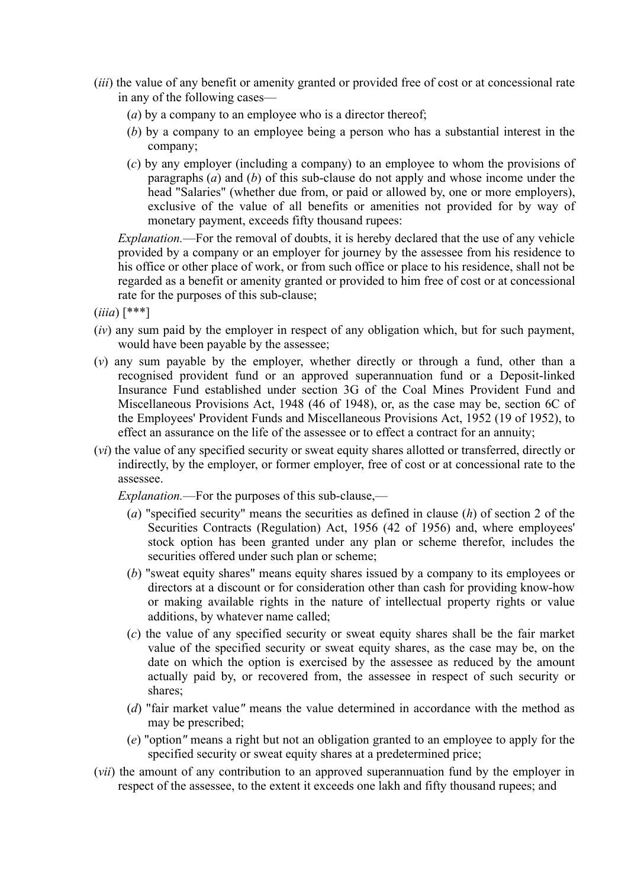(*iii*) the value of any benefit or amenity granted or provided free of cost or at concessional rate in any of the following cases—

(*a*) by a company to an employee who is a director thereof;

(*b*) by a company to an employee being a person who has a substantial interest in the company;

(*c*) by any employer (including a company) to an employee to whom the provisions of paragraphs (*a*) and (*b*) of this sub-clause do not apply and whose income under the head "Salaries" (whether due from, or paid or allowed by, one or more employers), exclusive of the value of all benefits or amenities not provided for by way of monetary payment, exceeds fifty thousand rupees:

*Explanation.*—For the removal of doubts, it is hereby declared that the use of any vehicle provided by a company or an employer for journey by the assessee from his residence to his office or other place of work, or from such office or place to his residence, shall not be regarded as a benefit or amenity granted or provided to him free of cost or at concessional rate for the purposes of this sub-clause;

(*iiia*) [***]

(*iv*) any sum paid by the employer in respect of any obligation which, but for such payment, would have been payable by the assessee;

(*v*) any sum payable by the employer, whether directly or through a fund, other than a recognised provident fund or an approved superannuation fund or a Deposit-linked Insurance Fund established under section 3G of the Coal Mines Provident Fund and Miscellaneous Provisions Act, 1948 (46 of 1948), or, as the case may be, section 6C of the Employees' Provident Funds and Miscellaneous Provisions Act, 1952 (19 of 1952), to effect an assurance on the life of the assessee or to effect a contract for an annuity;

(*vi*) the value of any specified security or sweat equity shares allotted or transferred, directly or indirectly, by the employer, or former employer, free of cost or at concessional rate to the assessee.

*Explanation.*—For the purposes of this sub-clause,—

(*a*) "specified security" means the securities as defined in clause (*h*) of section 2 of the Securities Contracts (Regulation) Act, 1956 (42 of 1956) and, where employees' stock option has been granted under any plan or scheme therefor, includes the securities offered under such plan or scheme;

(*b*) "sweat equity shares" means equity shares issued by a company to its employees or directors at a discount or for consideration other than cash for providing know-how or making available rights in the nature of intellectual property rights or value additions, by whatever name called;

(*c*) the value of any specified security or sweat equity shares shall be the fair market value of the specified security or sweat equity shares, as the case may be, on the date on which the option is exercised by the assessee as reduced by the amount actually paid by, or recovered from, the assessee in respect of such security or shares;

(*d*) "fair market value" means the value determined in accordance with the method as may be prescribed;

(*e*) "option" means a right but not an obligation granted to an employee to apply for the specified security or sweat equity shares at a predetermined price;

(*vii*) the amount of any contribution to an approved superannuation fund by the employer in respect of the assessee, to the extent it exceeds one lakh and fifty thousand rupees; and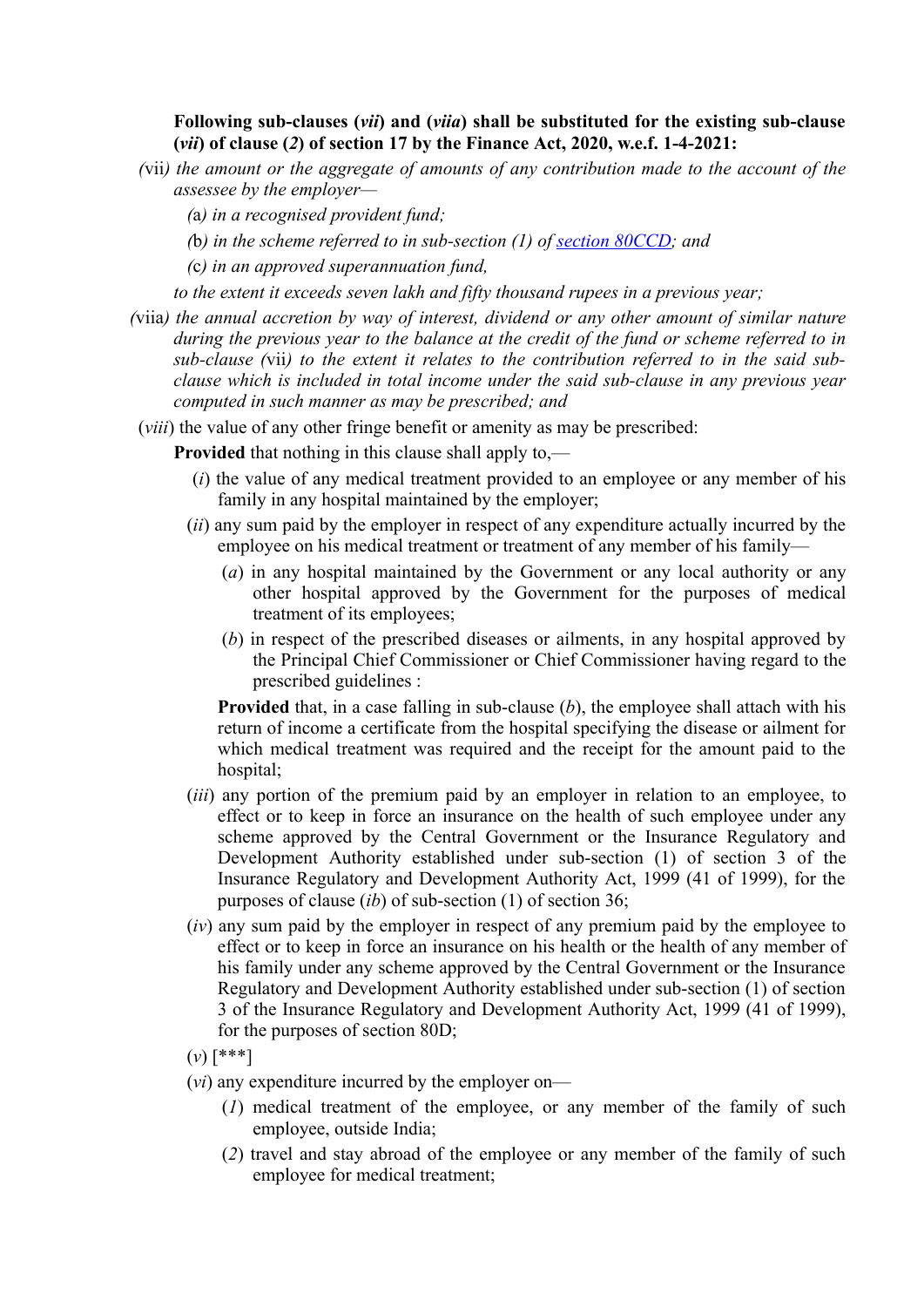**Following sub-clauses (*vii*) and (*viia*) shall be substituted for the existing sub-clause (*vii*) of clause (*2*) of section 17 by the Finance Act, 2020, w.e.f. 1-4-2021:**

*(*vii*) the amount or the aggregate of amounts of any contribution made to the account of the assessee by the employer—*

*(*a*) in a recognised provident fund;*

*(*b*) in the scheme referred to in sub-section (1) of [section 80CCD](); and*

*(*c*) in an approved superannuation fund,*

*to the extent it exceeds seven lakh and fifty thousand rupees in a previous year;*

*(*viia*) the annual accretion by way of interest, dividend or any other amount of similar nature during the previous year to the balance at the credit of the fund or scheme referred to in sub-clause (*vii*) to the extent it relates to the contribution referred to in the said sub-clause which is included in total income under the said sub-clause in any previous year computed in such manner as may be prescribed; and*

(*viii*) the value of any other fringe benefit or amenity as may be prescribed:

**Provided** that nothing in this clause shall apply to,—

(*i*) the value of any medical treatment provided to an employee or any member of his family in any hospital maintained by the employer;

(*ii*) any sum paid by the employer in respect of any expenditure actually incurred by the employee on his medical treatment or treatment of any member of his family—

(*a*) in any hospital maintained by the Government or any local authority or any other hospital approved by the Government for the purposes of medical treatment of its employees;

(*b*) in respect of the prescribed diseases or ailments, in any hospital approved by the Principal Chief Commissioner or Chief Commissioner having regard to the prescribed guidelines :

**Provided** that, in a case falling in sub-clause (*b*), the employee shall attach with his return of income a certificate from the hospital specifying the disease or ailment for which medical treatment was required and the receipt for the amount paid to the hospital;

(*iii*) any portion of the premium paid by an employer in relation to an employee, to effect or to keep in force an insurance on the health of such employee under any scheme approved by the Central Government or the Insurance Regulatory and Development Authority established under sub-section (1) of section 3 of the Insurance Regulatory and Development Authority Act, 1999 (41 of 1999), for the purposes of clause (*ib*) of sub-section (1) of section 36;

(*iv*) any sum paid by the employer in respect of any premium paid by the employee to effect or to keep in force an insurance on his health or the health of any member of his family under any scheme approved by the Central Government or the Insurance Regulatory and Development Authority established under sub-section (1) of section 3 of the Insurance Regulatory and Development Authority Act, 1999 (41 of 1999), for the purposes of section 80D;

(*v*) [***]

(*vi*) any expenditure incurred by the employer on—

(*1*) medical treatment of the employee, or any member of the family of such employee, outside India;

(*2*) travel and stay abroad of the employee or any member of the family of such employee for medical treatment;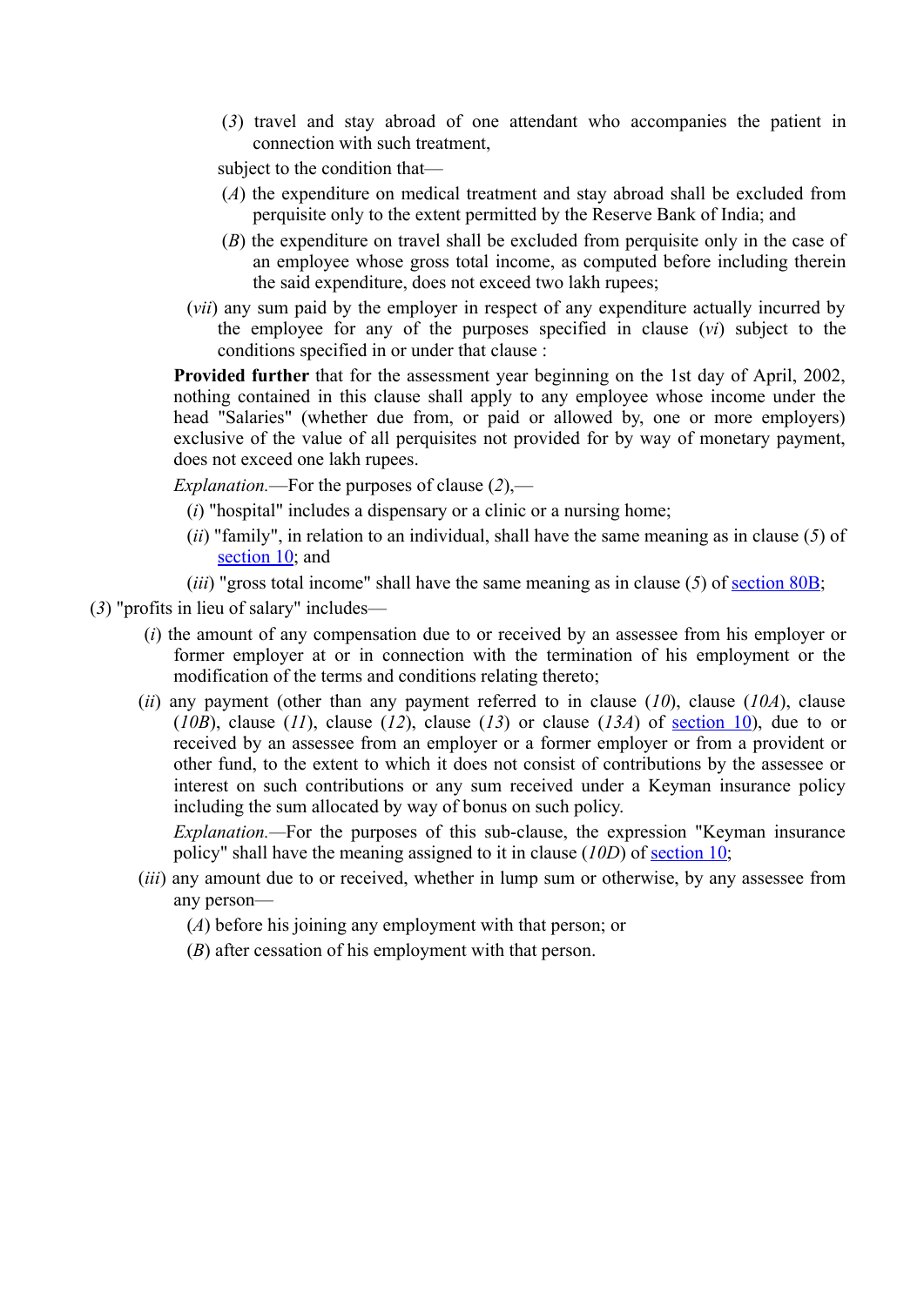(*3*) travel and stay abroad of one attendant who accompanies the patient in connection with such treatment,

subject to the condition that—

(*A*) the expenditure on medical treatment and stay abroad shall be excluded from perquisite only to the extent permitted by the Reserve Bank of India; and

(*B*) the expenditure on travel shall be excluded from perquisite only in the case of an employee whose gross total income, as computed before including therein the said expenditure, does not exceed two lakh rupees;

(*vii*) any sum paid by the employer in respect of any expenditure actually incurred by the employee for any of the purposes specified in clause (*vi*) subject to the conditions specified in or under that clause :

**Provided further** that for the assessment year beginning on the 1st day of April, 2002, nothing contained in this clause shall apply to any employee whose income under the head "Salaries" (whether due from, or paid or allowed by, one or more employers) exclusive of the value of all perquisites not provided for by way of monetary payment, does not exceed one lakh rupees.

*Explanation.*—For the purposes of clause (*2*),—

(*i*) "hospital" includes a dispensary or a clinic or a nursing home;

(*ii*) "family", in relation to an individual, shall have the same meaning as in clause (*5*) of section 10; and

(*iii*) "gross total income" shall have the same meaning as in clause (*5*) of section 80B;

(*3*) "profits in lieu of salary" includes—

(*i*) the amount of any compensation due to or received by an assessee from his employer or former employer at or in connection with the termination of his employment or the modification of the terms and conditions relating thereto;

(*ii*) any payment (other than any payment referred to in clause (*10*), clause (*10A*), clause (*10B*), clause (*11*), clause (*12*), clause (*13*) or clause (*13A*) of section 10), due to or received by an assessee from an employer or a former employer or from a provident or other fund, to the extent to which it does not consist of contributions by the assessee or interest on such contributions or any sum received under a Keyman insurance policy including the sum allocated by way of bonus on such policy.

*Explanation.*—For the purposes of this sub-clause, the expression "Keyman insurance policy" shall have the meaning assigned to it in clause (*10D*) of section 10;

(*iii*) any amount due to or received, whether in lump sum or otherwise, by any assessee from any person—

(*A*) before his joining any employment with that person; or

(*B*) after cessation of his employment with that person.